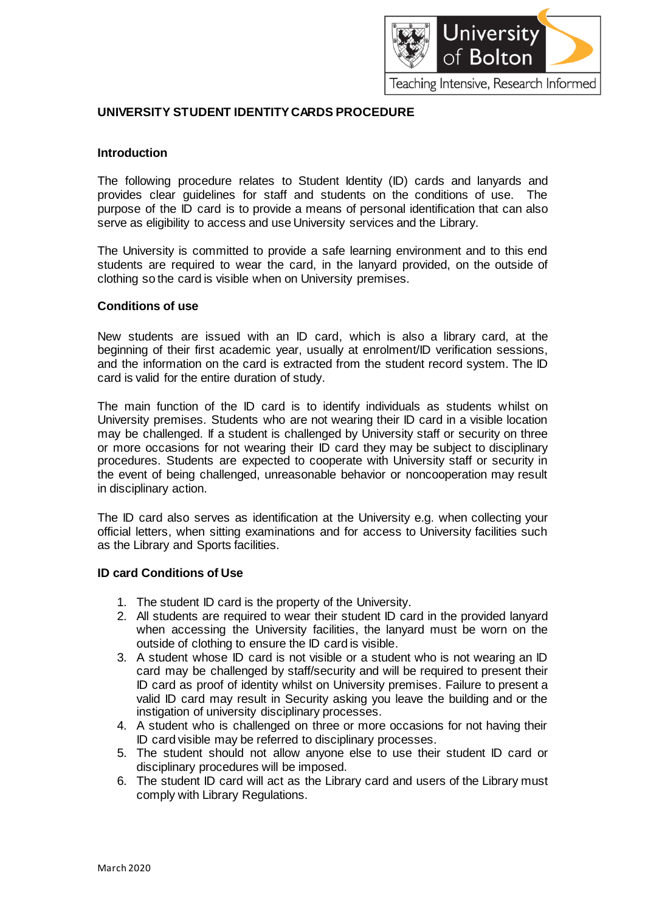# UNIVERSITY STUDENT IDENTITY CARDS PROCEDURE

## Introduction

The following procedure relates to Student Identity (ID) cards and lanyards and provides clear guidelines for staff and students on the conditions of use. The purpose of the ID card is to provide a means of personal identification that can also serve as eligibility to access and use University services and the Library.

The University is committed to provide a safe learning environment and to this end students are required to wear the card, in the lanyard provided, on the outside of clothing so the card is visible when on University premises.

## Conditions of use

New students are issued with an ID card, which is also a library card, at the beginning of their first academic year, usually at enrolment/ID verification sessions, and the information on the card is extracted from the student record system. The ID card is valid for the entire duration of study.

The main function of the ID card is to identify individuals as students whilst on University premises. Students who are not wearing their ID card in a visible location may be challenged. If a student is challenged by University staff or security on three or more occasions for not wearing their ID card they may be subject to disciplinary procedures. Students are expected to cooperate with University staff or security in the event of being challenged, unreasonable behavior or noncooperation may result in disciplinary action.

The ID card also serves as identification at the University e.g. when collecting your official letters, when sitting examinations and for access to University facilities such as the Library and Sports facilities.

## ID card Conditions of Use

1. The student ID card is the property of the University.
2. All students are required to wear their student ID card in the provided lanyard when accessing the University facilities, the lanyard must be worn on the outside of clothing to ensure the ID card is visible.
3. A student whose ID card is not visible or a student who is not wearing an ID card may be challenged by staff/security and will be required to present their ID card as proof of identity whilst on University premises. Failure to present a valid ID card may result in Security asking you leave the building and or the instigation of university disciplinary processes.
4. A student who is challenged on three or more occasions for not having their ID card visible may be referred to disciplinary processes.
5. The student should not allow anyone else to use their student ID card or disciplinary procedures will be imposed.
6. The student ID card will act as the Library card and users of the Library must comply with Library Regulations.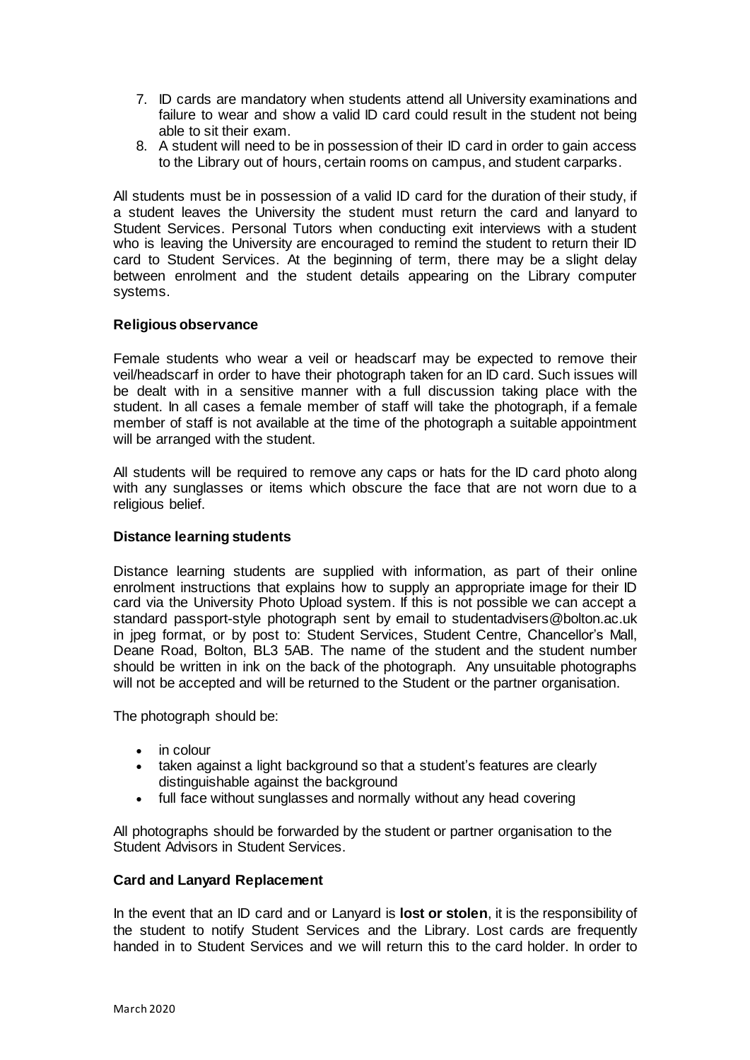7. ID cards are mandatory when students attend all University examinations and failure to wear and show a valid ID card could result in the student not being able to sit their exam.
8. A student will need to be in possession of their ID card in order to gain access to the Library out of hours, certain rooms on campus, and student carparks.

All students must be in possession of a valid ID card for the duration of their study, if a student leaves the University the student must return the card and lanyard to Student Services. Personal Tutors when conducting exit interviews with a student who is leaving the University are encouraged to remind the student to return their ID card to Student Services. At the beginning of term, there may be a slight delay between enrolment and the student details appearing on the Library computer systems.

**Religious observance**

Female students who wear a veil or headscarf may be expected to remove their veil/headscarf in order to have their photograph taken for an ID card. Such issues will be dealt with in a sensitive manner with a full discussion taking place with the student. In all cases a female member of staff will take the photograph, if a female member of staff is not available at the time of the photograph a suitable appointment will be arranged with the student.

All students will be required to remove any caps or hats for the ID card photo along with any sunglasses or items which obscure the face that are not worn due to a religious belief.

**Distance learning students**

Distance learning students are supplied with information, as part of their online enrolment instructions that explains how to supply an appropriate image for their ID card via the University Photo Upload system. If this is not possible we can accept a standard passport-style photograph sent by email to studentadvisers@bolton.ac.uk in jpeg format, or by post to: Student Services, Student Centre, Chancellor's Mall, Deane Road, Bolton, BL3 5AB. The name of the student and the student number should be written in ink on the back of the photograph. Any unsuitable photographs will not be accepted and will be returned to the Student or the partner organisation.

The photograph should be:

- in colour
- taken against a light background so that a student's features are clearly distinguishable against the background
- full face without sunglasses and normally without any head covering

All photographs should be forwarded by the student or partner organisation to the Student Advisors in Student Services.

**Card and Lanyard Replacement**

In the event that an ID card and or Lanyard is **lost or stolen**, it is the responsibility of the student to notify Student Services and the Library. Lost cards are frequently handed in to Student Services and we will return this to the card holder. In order to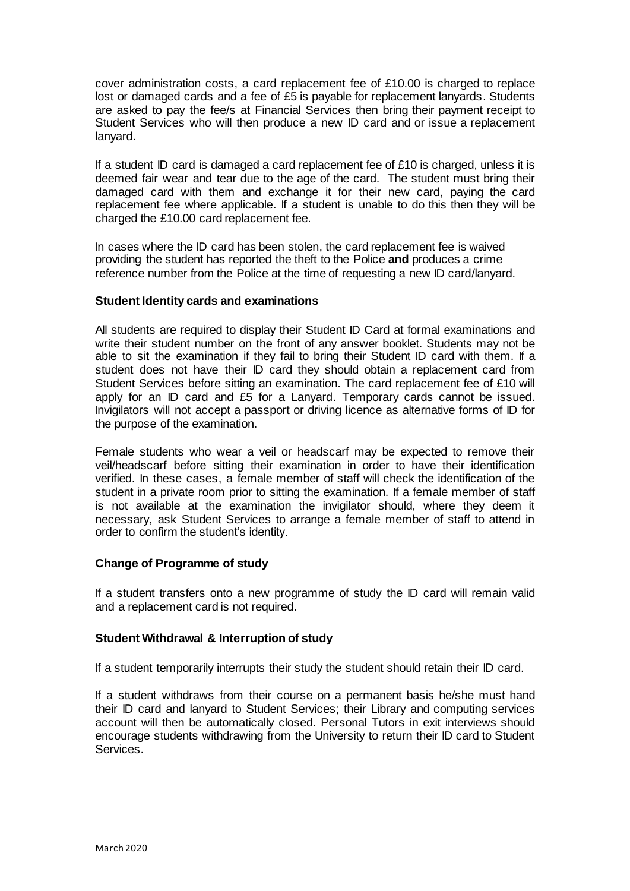cover administration costs, a card replacement fee of £10.00 is charged to replace lost or damaged cards and a fee of £5 is payable for replacement lanyards. Students are asked to pay the fee/s at Financial Services then bring their payment receipt to Student Services who will then produce a new ID card and or issue a replacement lanyard.

If a student ID card is damaged a card replacement fee of £10 is charged, unless it is deemed fair wear and tear due to the age of the card. The student must bring their damaged card with them and exchange it for their new card, paying the card replacement fee where applicable. If a student is unable to do this then they will be charged the £10.00 card replacement fee.

In cases where the ID card has been stolen, the card replacement fee is waived providing the student has reported the theft to the Police **and** produces a crime reference number from the Police at the time of requesting a new ID card/lanyard.

**Student Identity cards and examinations**

All students are required to display their Student ID Card at formal examinations and write their student number on the front of any answer booklet. Students may not be able to sit the examination if they fail to bring their Student ID card with them. If a student does not have their ID card they should obtain a replacement card from Student Services before sitting an examination. The card replacement fee of £10 will apply for an ID card and £5 for a Lanyard. Temporary cards cannot be issued. Invigilators will not accept a passport or driving licence as alternative forms of ID for the purpose of the examination.

Female students who wear a veil or headscarf may be expected to remove their veil/headscarf before sitting their examination in order to have their identification verified. In these cases, a female member of staff will check the identification of the student in a private room prior to sitting the examination. If a female member of staff is not available at the examination the invigilator should, where they deem it necessary, ask Student Services to arrange a female member of staff to attend in order to confirm the student's identity.

**Change of Programme of study**

If a student transfers onto a new programme of study the ID card will remain valid and a replacement card is not required.

**Student Withdrawal & Interruption of study**

If a student temporarily interrupts their study the student should retain their ID card.

If a student withdraws from their course on a permanent basis he/she must hand their ID card and lanyard to Student Services; their Library and computing services account will then be automatically closed. Personal Tutors in exit interviews should encourage students withdrawing from the University to return their ID card to Student Services.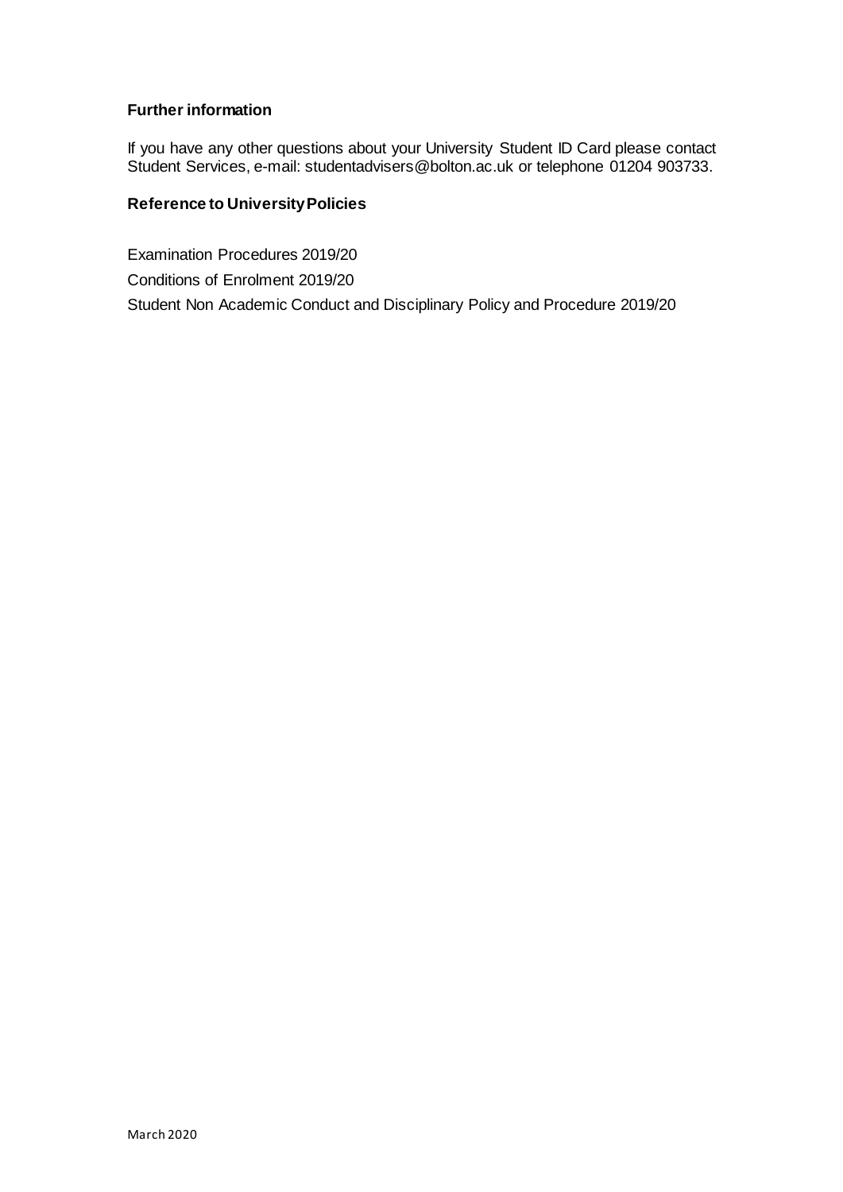### Further information

If you have any other questions about your University Student ID Card please contact Student Services, e-mail: studentadvisers@bolton.ac.uk or telephone 01204 903733.

### Reference to University Policies

Examination Procedures 2019/20

Conditions of Enrolment 2019/20

Student Non Academic Conduct and Disciplinary Policy and Procedure 2019/20

March 2020